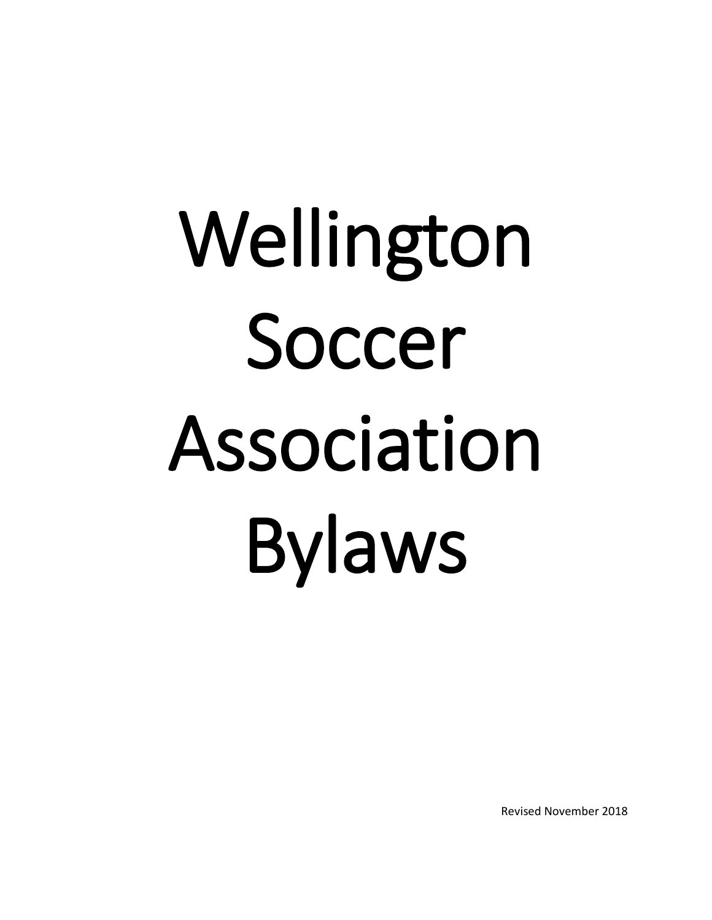# Wellington Soccer Association Bylaws

Revised November 2018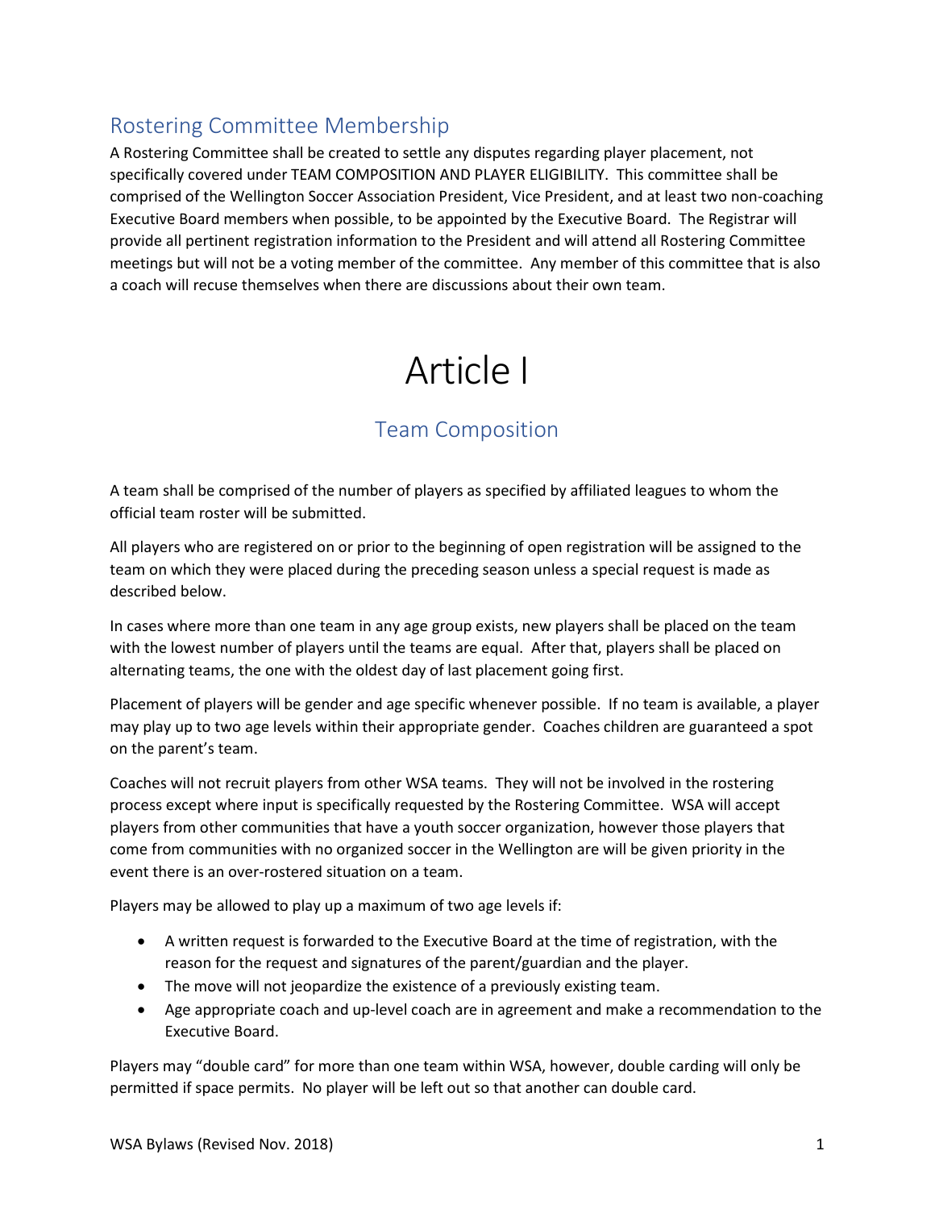## Rostering Committee Membership

A Rostering Committee shall be created to settle any disputes regarding player placement, not specifically covered under TEAM COMPOSITION AND PLAYER ELIGIBILITY. This committee shall be comprised of the Wellington Soccer Association President, Vice President, and at least two non-coaching Executive Board members when possible, to be appointed by the Executive Board. The Registrar will provide all pertinent registration information to the President and will attend all Rostering Committee meetings but will not be a voting member of the committee. Any member of this committee that is also a coach will recuse themselves when there are discussions about their own team.

# Article I

## Team Composition

A team shall be comprised of the number of players as specified by affiliated leagues to whom the official team roster will be submitted.

All players who are registered on or prior to the beginning of open registration will be assigned to the team on which they were placed during the preceding season unless a special request is made as described below.

In cases where more than one team in any age group exists, new players shall be placed on the team with the lowest number of players until the teams are equal. After that, players shall be placed on alternating teams, the one with the oldest day of last placement going first.

Placement of players will be gender and age specific whenever possible. If no team is available, a player may play up to two age levels within their appropriate gender. Coaches children are guaranteed a spot on the parent's team.

Coaches will not recruit players from other WSA teams. They will not be involved in the rostering process except where input is specifically requested by the Rostering Committee. WSA will accept players from other communities that have a youth soccer organization, however those players that come from communities with no organized soccer in the Wellington are will be given priority in the event there is an over-rostered situation on a team.

Players may be allowed to play up a maximum of two age levels if:

- A written request is forwarded to the Executive Board at the time of registration, with the reason for the request and signatures of the parent/guardian and the player.
- The move will not jeopardize the existence of a previously existing team.
- Age appropriate coach and up-level coach are in agreement and make a recommendation to the Executive Board.

Players may "double card" for more than one team within WSA, however, double carding will only be permitted if space permits. No player will be left out so that another can double card.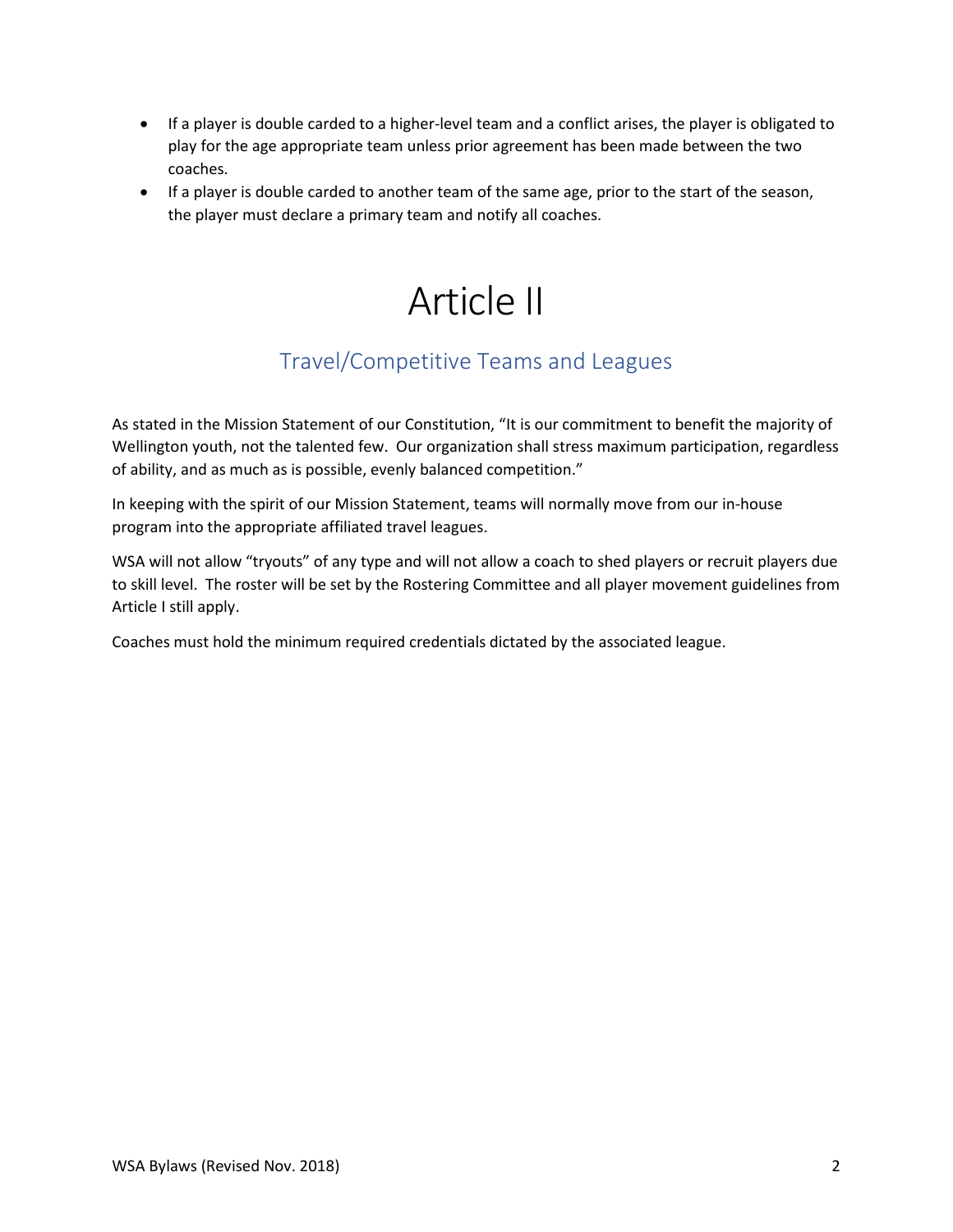- If a player is double carded to a higher-level team and a conflict arises, the player is obligated to play for the age appropriate team unless prior agreement has been made between the two coaches.
- If a player is double carded to another team of the same age, prior to the start of the season, the player must declare a primary team and notify all coaches.

# Article II

## Travel/Competitive Teams and Leagues

As stated in the Mission Statement of our Constitution, "It is our commitment to benefit the majority of Wellington youth, not the talented few. Our organization shall stress maximum participation, regardless of ability, and as much as is possible, evenly balanced competition."

In keeping with the spirit of our Mission Statement, teams will normally move from our in-house program into the appropriate affiliated travel leagues.

WSA will not allow "tryouts" of any type and will not allow a coach to shed players or recruit players due to skill level. The roster will be set by the Rostering Committee and all player movement guidelines from Article I still apply.

Coaches must hold the minimum required credentials dictated by the associated league.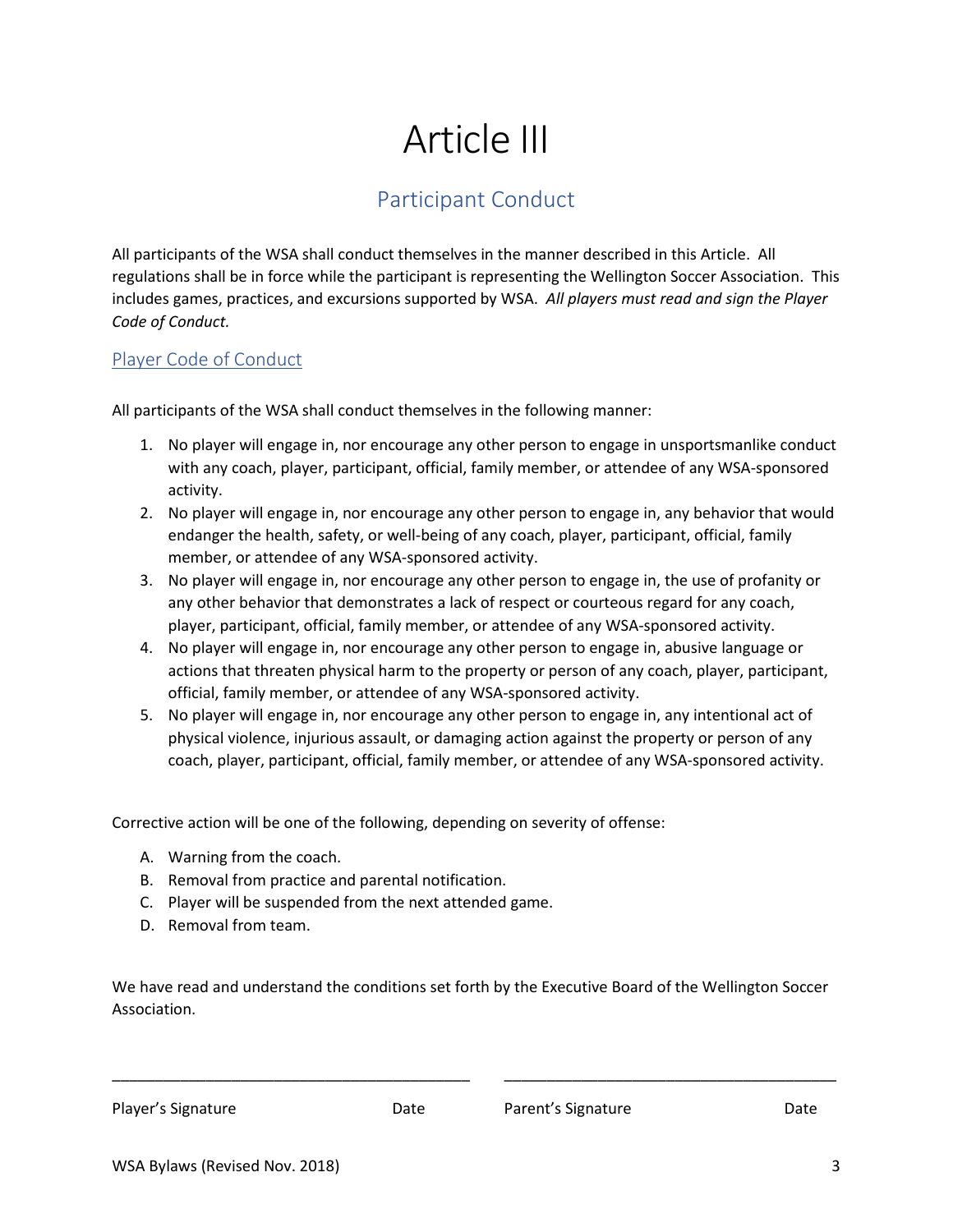# Article III

## Participant Conduct

All participants of the WSA shall conduct themselves in the manner described in this Article. All regulations shall be in force while the participant is representing the Wellington Soccer Association. This includes games, practices, and excursions supported by WSA. *All players must read and sign the Player Code of Conduct.*

### Player Code of Conduct

All participants of the WSA shall conduct themselves in the following manner:

1. No player will engage in, nor encourage any other person to engage in unsportsmanlike conduct with any coach, player, participant, official, family member, or attendee of any WSA-sponsored activity.
2. No player will engage in, nor encourage any other person to engage in, any behavior that would endanger the health, safety, or well-being of any coach, player, participant, official, family member, or attendee of any WSA-sponsored activity.
3. No player will engage in, nor encourage any other person to engage in, the use of profanity or any other behavior that demonstrates a lack of respect or courteous regard for any coach, player, participant, official, family member, or attendee of any WSA-sponsored activity.
4. No player will engage in, nor encourage any other person to engage in, abusive language or actions that threaten physical harm to the property or person of any coach, player, participant, official, family member, or attendee of any WSA-sponsored activity.
5. No player will engage in, nor encourage any other person to engage in, any intentional act of physical violence, injurious assault, or damaging action against the property or person of any coach, player, participant, official, family member, or attendee of any WSA-sponsored activity.

Corrective action will be one of the following, depending on severity of offense:

A. Warning from the coach.
B. Removal from practice and parental notification.
C. Player will be suspended from the next attended game.
D. Removal from team.

We have read and understand the conditions set forth by the Executive Board of the Wellington Soccer Association.

\_\_\_\_\_\_\_\_\_\_\_\_\_\_\_\_\_\_\_\_\_\_\_\_\_\_\_\_\_\_\_\_\_\_\_\_\_\_\_\_ \_\_\_\_\_\_\_\_\_\_\_\_\_\_\_\_\_\_\_\_\_\_\_\_\_\_\_\_\_\_\_\_\_\_\_\_\_\_\_\_

Player's Signature Date Parent's Signature Date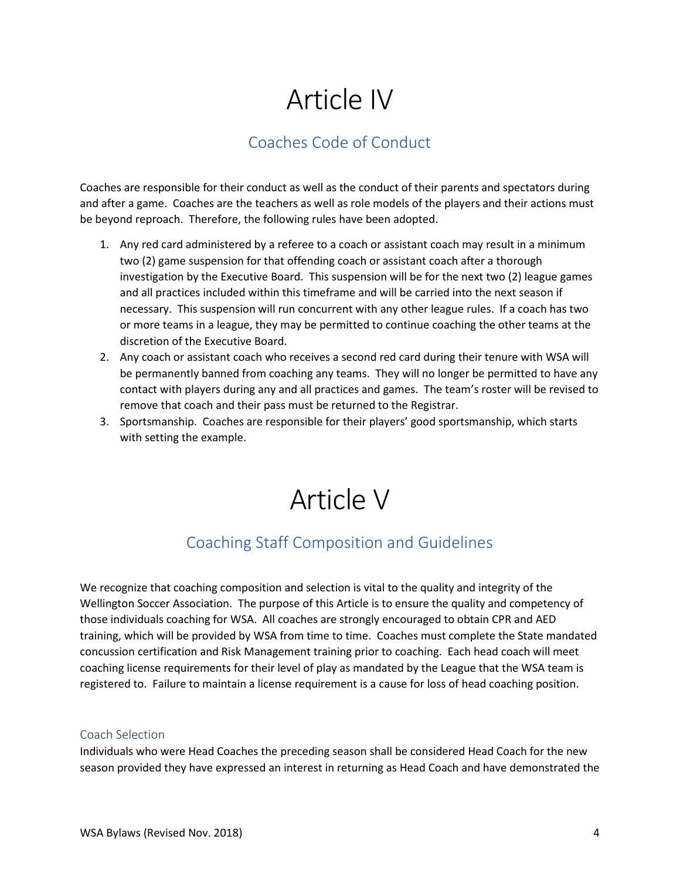# Article IV

## Coaches Code of Conduct

Coaches are responsible for their conduct as well as the conduct of their parents and spectators during and after a game. Coaches are the teachers as well as role models of the players and their actions must be beyond reproach. Therefore, the following rules have been adopted.

1. Any red card administered by a referee to a coach or assistant coach may result in a minimum two (2) game suspension for that offending coach or assistant coach after a thorough investigation by the Executive Board. This suspension will be for the next two (2) league games and all practices included within this timeframe and will be carried into the next season if necessary. This suspension will run concurrent with any other league rules. If a coach has two or more teams in a league, they may be permitted to continue coaching the other teams at the discretion of the Executive Board.
2. Any coach or assistant coach who receives a second red card during their tenure with WSA will be permanently banned from coaching any teams. They will no longer be permitted to have any contact with players during any and all practices and games. The team's roster will be revised to remove that coach and their pass must be returned to the Registrar.
3. Sportsmanship. Coaches are responsible for their players' good sportsmanship, which starts with setting the example.

# Article V

## Coaching Staff Composition and Guidelines

We recognize that coaching composition and selection is vital to the quality and integrity of the Wellington Soccer Association. The purpose of this Article is to ensure the quality and competency of those individuals coaching for WSA. All coaches are strongly encouraged to obtain CPR and AED training, which will be provided by WSA from time to time. Coaches must complete the State mandated concussion certification and Risk Management training prior to coaching. Each head coach will meet coaching license requirements for their level of play as mandated by the League that the WSA team is registered to. Failure to maintain a license requirement is a cause for loss of head coaching position.

### Coach Selection

Individuals who were Head Coaches the preceding season shall be considered Head Coach for the new season provided they have expressed an interest in returning as Head Coach and have demonstrated the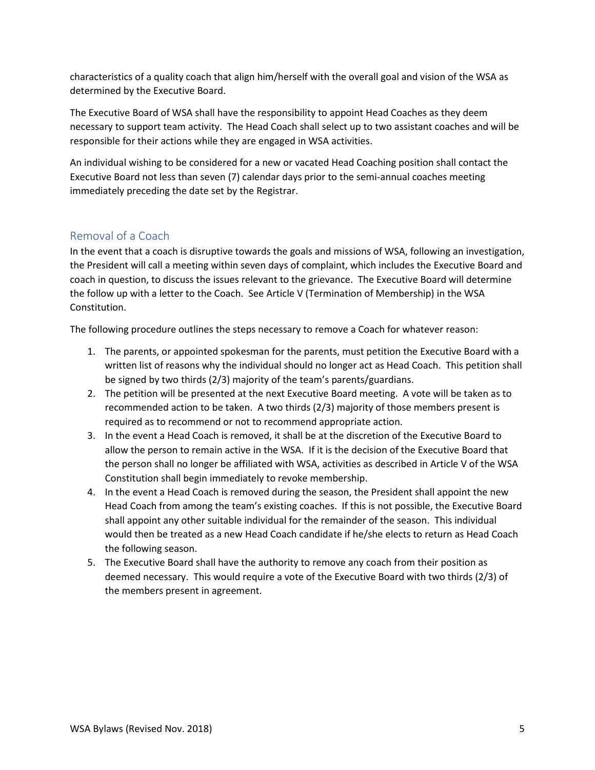characteristics of a quality coach that align him/herself with the overall goal and vision of the WSA as determined by the Executive Board.

The Executive Board of WSA shall have the responsibility to appoint Head Coaches as they deem necessary to support team activity. The Head Coach shall select up to two assistant coaches and will be responsible for their actions while they are engaged in WSA activities.

An individual wishing to be considered for a new or vacated Head Coaching position shall contact the Executive Board not less than seven (7) calendar days prior to the semi-annual coaches meeting immediately preceding the date set by the Registrar.

## Removal of a Coach

In the event that a coach is disruptive towards the goals and missions of WSA, following an investigation, the President will call a meeting within seven days of complaint, which includes the Executive Board and coach in question, to discuss the issues relevant to the grievance. The Executive Board will determine the follow up with a letter to the Coach. See Article V (Termination of Membership) in the WSA Constitution.

The following procedure outlines the steps necessary to remove a Coach for whatever reason:

1. The parents, or appointed spokesman for the parents, must petition the Executive Board with a written list of reasons why the individual should no longer act as Head Coach. This petition shall be signed by two thirds (2/3) majority of the team's parents/guardians.
2. The petition will be presented at the next Executive Board meeting. A vote will be taken as to recommended action to be taken. A two thirds (2/3) majority of those members present is required as to recommend or not to recommend appropriate action.
3. In the event a Head Coach is removed, it shall be at the discretion of the Executive Board to allow the person to remain active in the WSA. If it is the decision of the Executive Board that the person shall no longer be affiliated with WSA, activities as described in Article V of the WSA Constitution shall begin immediately to revoke membership.
4. In the event a Head Coach is removed during the season, the President shall appoint the new Head Coach from among the team's existing coaches. If this is not possible, the Executive Board shall appoint any other suitable individual for the remainder of the season. This individual would then be treated as a new Head Coach candidate if he/she elects to return as Head Coach the following season.
5. The Executive Board shall have the authority to remove any coach from their position as deemed necessary. This would require a vote of the Executive Board with two thirds (2/3) of the members present in agreement.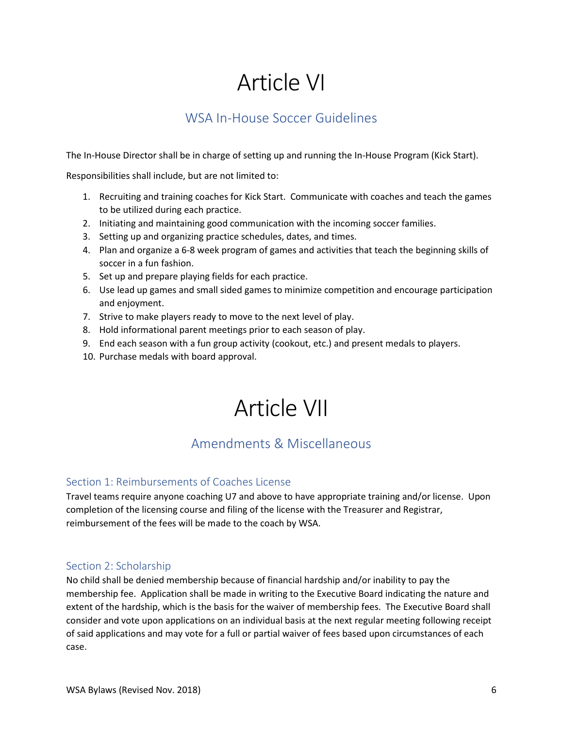# Article VI

## WSA In-House Soccer Guidelines

The In-House Director shall be in charge of setting up and running the In-House Program (Kick Start).

Responsibilities shall include, but are not limited to:

1. Recruiting and training coaches for Kick Start. Communicate with coaches and teach the games to be utilized during each practice.
2. Initiating and maintaining good communication with the incoming soccer families.
3. Setting up and organizing practice schedules, dates, and times.
4. Plan and organize a 6-8 week program of games and activities that teach the beginning skills of soccer in a fun fashion.
5. Set up and prepare playing fields for each practice.
6. Use lead up games and small sided games to minimize competition and encourage participation and enjoyment.
7. Strive to make players ready to move to the next level of play.
8. Hold informational parent meetings prior to each season of play.
9. End each season with a fun group activity (cookout, etc.) and present medals to players.
10. Purchase medals with board approval.

# Article VII

## Amendments & Miscellaneous

### Section 1: Reimbursements of Coaches License

Travel teams require anyone coaching U7 and above to have appropriate training and/or license. Upon completion of the licensing course and filing of the license with the Treasurer and Registrar, reimbursement of the fees will be made to the coach by WSA.

### Section 2: Scholarship

No child shall be denied membership because of financial hardship and/or inability to pay the membership fee. Application shall be made in writing to the Executive Board indicating the nature and extent of the hardship, which is the basis for the waiver of membership fees. The Executive Board shall consider and vote upon applications on an individual basis at the next regular meeting following receipt of said applications and may vote for a full or partial waiver of fees based upon circumstances of each case.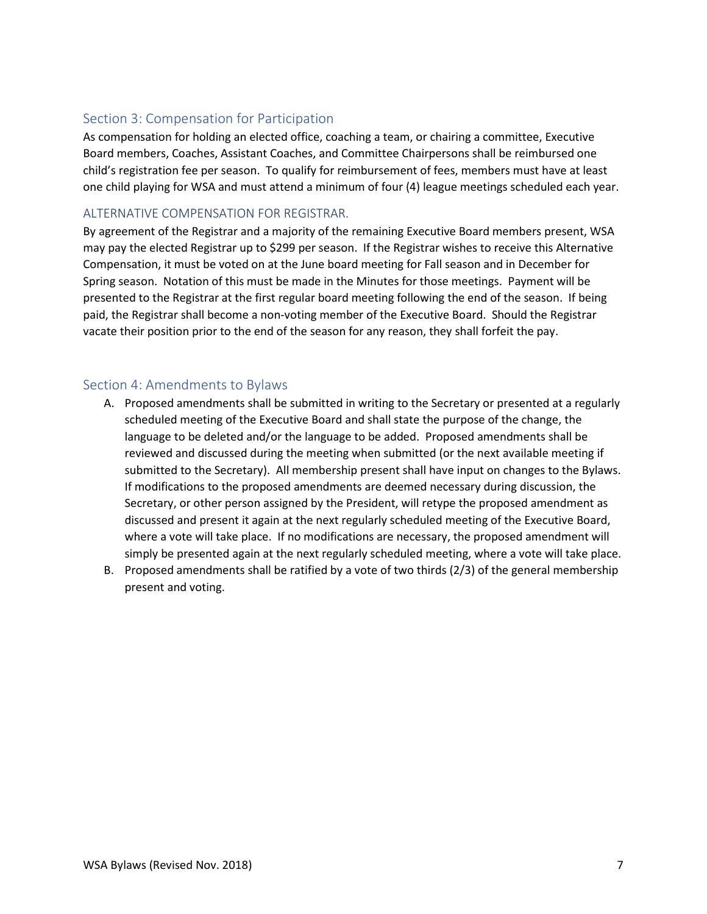## Section 3: Compensation for Participation

As compensation for holding an elected office, coaching a team, or chairing a committee, Executive Board members, Coaches, Assistant Coaches, and Committee Chairpersons shall be reimbursed one child's registration fee per season. To qualify for reimbursement of fees, members must have at least one child playing for WSA and must attend a minimum of four (4) league meetings scheduled each year.

### ALTERNATIVE COMPENSATION FOR REGISTRAR.

By agreement of the Registrar and a majority of the remaining Executive Board members present, WSA may pay the elected Registrar up to $299 per season. If the Registrar wishes to receive this Alternative Compensation, it must be voted on at the June board meeting for Fall season and in December for Spring season. Notation of this must be made in the Minutes for those meetings. Payment will be presented to the Registrar at the first regular board meeting following the end of the season. If being paid, the Registrar shall become a non-voting member of the Executive Board. Should the Registrar vacate their position prior to the end of the season for any reason, they shall forfeit the pay.

## Section 4: Amendments to Bylaws

A. Proposed amendments shall be submitted in writing to the Secretary or presented at a regularly scheduled meeting of the Executive Board and shall state the purpose of the change, the language to be deleted and/or the language to be added. Proposed amendments shall be reviewed and discussed during the meeting when submitted (or the next available meeting if submitted to the Secretary). All membership present shall have input on changes to the Bylaws. If modifications to the proposed amendments are deemed necessary during discussion, the Secretary, or other person assigned by the President, will retype the proposed amendment as discussed and present it again at the next regularly scheduled meeting of the Executive Board, where a vote will take place. If no modifications are necessary, the proposed amendment will simply be presented again at the next regularly scheduled meeting, where a vote will take place.

B. Proposed amendments shall be ratified by a vote of two thirds (2/3) of the general membership present and voting.